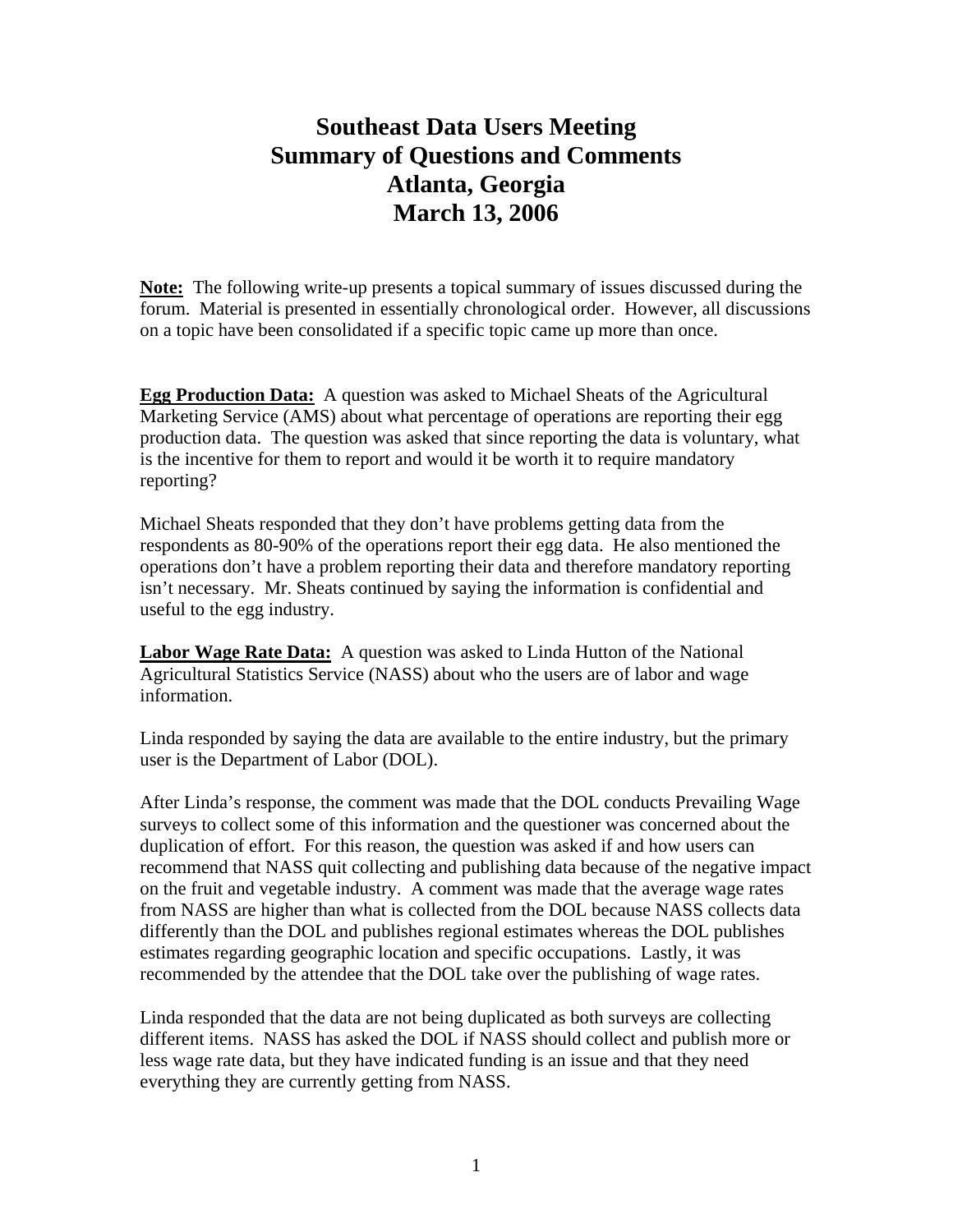# Southeast Data Users Meeting
# Summary of Questions and Comments
# Atlanta, Georgia
# March 13, 2006

**Note:** The following write-up presents a topical summary of issues discussed during the forum. Material is presented in essentially chronological order. However, all discussions on a topic have been consolidated if a specific topic came up more than once.

**Egg Production Data:** A question was asked to Michael Sheats of the Agricultural Marketing Service (AMS) about what percentage of operations are reporting their egg production data. The question was asked that since reporting the data is voluntary, what is the incentive for them to report and would it be worth it to require mandatory reporting?

Michael Sheats responded that they don't have problems getting data from the respondents as 80-90% of the operations report their egg data. He also mentioned the operations don't have a problem reporting their data and therefore mandatory reporting isn't necessary. Mr. Sheats continued by saying the information is confidential and useful to the egg industry.

**Labor Wage Rate Data:** A question was asked to Linda Hutton of the National Agricultural Statistics Service (NASS) about who the users are of labor and wage information.

Linda responded by saying the data are available to the entire industry, but the primary user is the Department of Labor (DOL).

After Linda's response, the comment was made that the DOL conducts Prevailing Wage surveys to collect some of this information and the questioner was concerned about the duplication of effort. For this reason, the question was asked if and how users can recommend that NASS quit collecting and publishing data because of the negative impact on the fruit and vegetable industry. A comment was made that the average wage rates from NASS are higher than what is collected from the DOL because NASS collects data differently than the DOL and publishes regional estimates whereas the DOL publishes estimates regarding geographic location and specific occupations. Lastly, it was recommended by the attendee that the DOL take over the publishing of wage rates.

Linda responded that the data are not being duplicated as both surveys are collecting different items. NASS has asked the DOL if NASS should collect and publish more or less wage rate data, but they have indicated funding is an issue and that they need everything they are currently getting from NASS.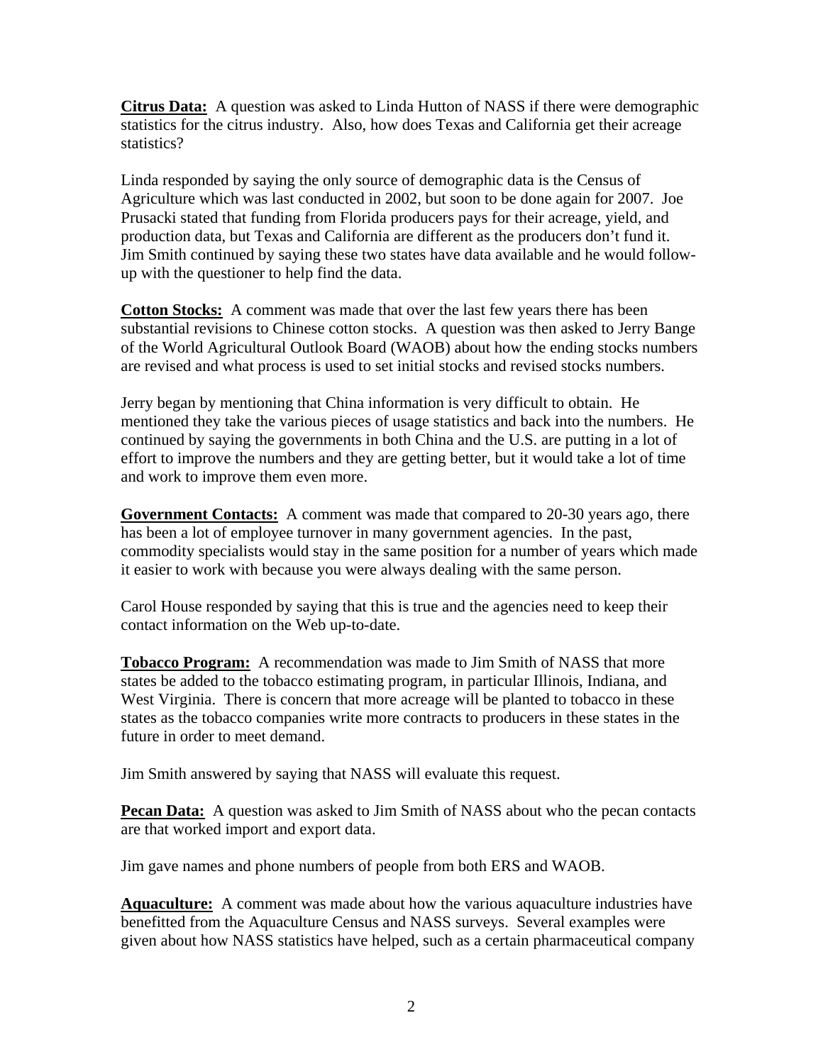**Citrus Data:** A question was asked to Linda Hutton of NASS if there were demographic statistics for the citrus industry. Also, how does Texas and California get their acreage statistics?

Linda responded by saying the only source of demographic data is the Census of Agriculture which was last conducted in 2002, but soon to be done again for 2007. Joe Prusacki stated that funding from Florida producers pays for their acreage, yield, and production data, but Texas and California are different as the producers don't fund it. Jim Smith continued by saying these two states have data available and he would follow-up with the questioner to help find the data.

**Cotton Stocks:** A comment was made that over the last few years there has been substantial revisions to Chinese cotton stocks. A question was then asked to Jerry Bange of the World Agricultural Outlook Board (WAOB) about how the ending stocks numbers are revised and what process is used to set initial stocks and revised stocks numbers.

Jerry began by mentioning that China information is very difficult to obtain. He mentioned they take the various pieces of usage statistics and back into the numbers. He continued by saying the governments in both China and the U.S. are putting in a lot of effort to improve the numbers and they are getting better, but it would take a lot of time and work to improve them even more.

**Government Contacts:** A comment was made that compared to 20-30 years ago, there has been a lot of employee turnover in many government agencies. In the past, commodity specialists would stay in the same position for a number of years which made it easier to work with because you were always dealing with the same person.

Carol House responded by saying that this is true and the agencies need to keep their contact information on the Web up-to-date.

**Tobacco Program:** A recommendation was made to Jim Smith of NASS that more states be added to the tobacco estimating program, in particular Illinois, Indiana, and West Virginia. There is concern that more acreage will be planted to tobacco in these states as the tobacco companies write more contracts to producers in these states in the future in order to meet demand.

Jim Smith answered by saying that NASS will evaluate this request.

**Pecan Data:** A question was asked to Jim Smith of NASS about who the pecan contacts are that worked import and export data.

Jim gave names and phone numbers of people from both ERS and WAOB.

**Aquaculture:** A comment was made about how the various aquaculture industries have benefitted from the Aquaculture Census and NASS surveys. Several examples were given about how NASS statistics have helped, such as a certain pharmaceutical company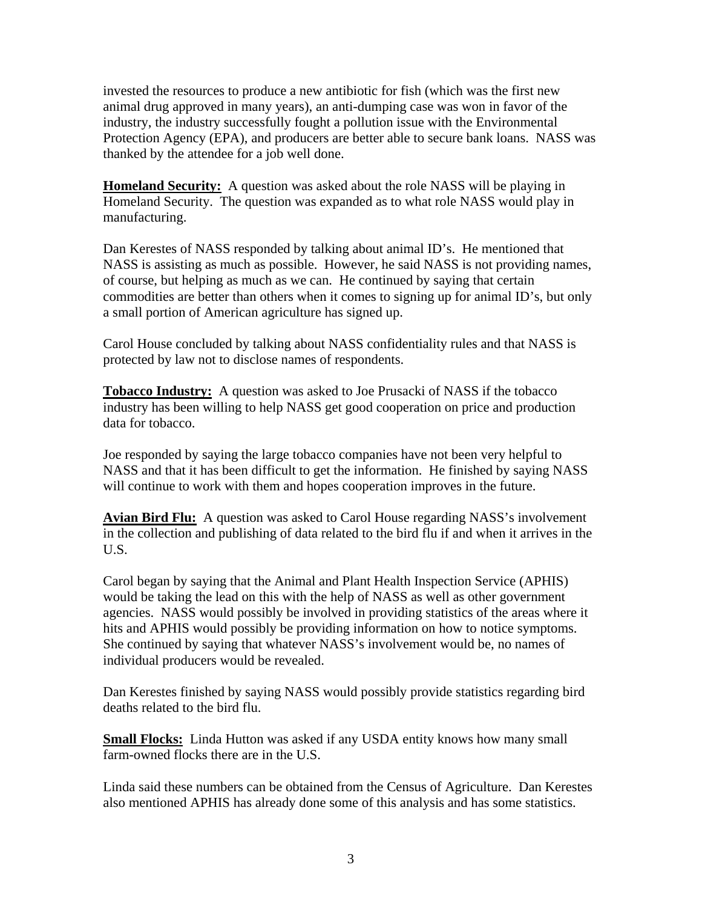invested the resources to produce a new antibiotic for fish (which was the first new animal drug approved in many years), an anti-dumping case was won in favor of the industry, the industry successfully fought a pollution issue with the Environmental Protection Agency (EPA), and producers are better able to secure bank loans. NASS was thanked by the attendee for a job well done.

**Homeland Security:** A question was asked about the role NASS will be playing in Homeland Security. The question was expanded as to what role NASS would play in manufacturing.

Dan Kerestes of NASS responded by talking about animal ID's. He mentioned that NASS is assisting as much as possible. However, he said NASS is not providing names, of course, but helping as much as we can. He continued by saying that certain commodities are better than others when it comes to signing up for animal ID's, but only a small portion of American agriculture has signed up.

Carol House concluded by talking about NASS confidentiality rules and that NASS is protected by law not to disclose names of respondents.

**Tobacco Industry:** A question was asked to Joe Prusacki of NASS if the tobacco industry has been willing to help NASS get good cooperation on price and production data for tobacco.

Joe responded by saying the large tobacco companies have not been very helpful to NASS and that it has been difficult to get the information. He finished by saying NASS will continue to work with them and hopes cooperation improves in the future.

**Avian Bird Flu:** A question was asked to Carol House regarding NASS's involvement in the collection and publishing of data related to the bird flu if and when it arrives in the U.S.

Carol began by saying that the Animal and Plant Health Inspection Service (APHIS) would be taking the lead on this with the help of NASS as well as other government agencies. NASS would possibly be involved in providing statistics of the areas where it hits and APHIS would possibly be providing information on how to notice symptoms. She continued by saying that whatever NASS's involvement would be, no names of individual producers would be revealed.

Dan Kerestes finished by saying NASS would possibly provide statistics regarding bird deaths related to the bird flu.

**Small Flocks:** Linda Hutton was asked if any USDA entity knows how many small farm-owned flocks there are in the U.S.

Linda said these numbers can be obtained from the Census of Agriculture. Dan Kerestes also mentioned APHIS has already done some of this analysis and has some statistics.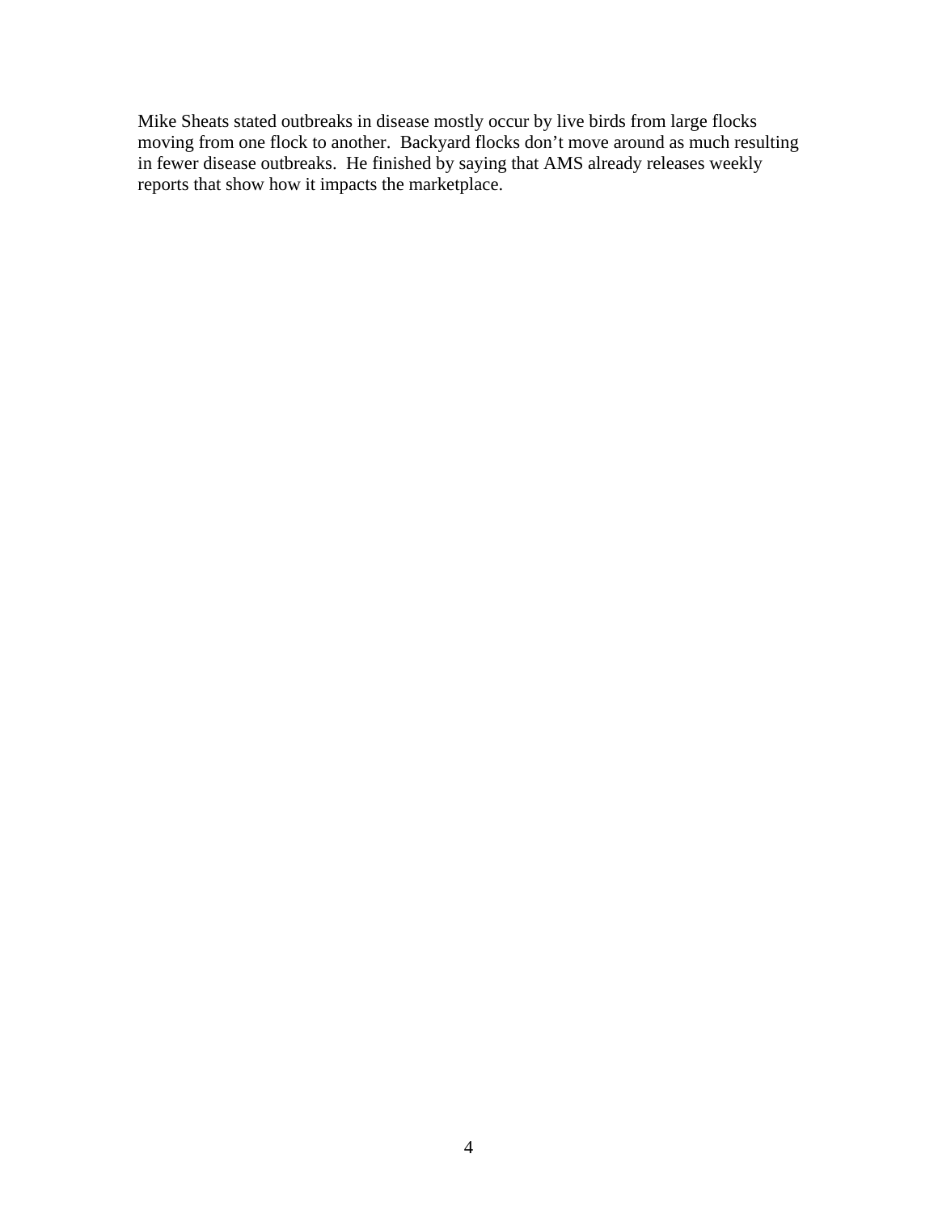Mike Sheats stated outbreaks in disease mostly occur by live birds from large flocks moving from one flock to another. Backyard flocks don't move around as much resulting in fewer disease outbreaks. He finished by saying that AMS already releases weekly reports that show how it impacts the marketplace.